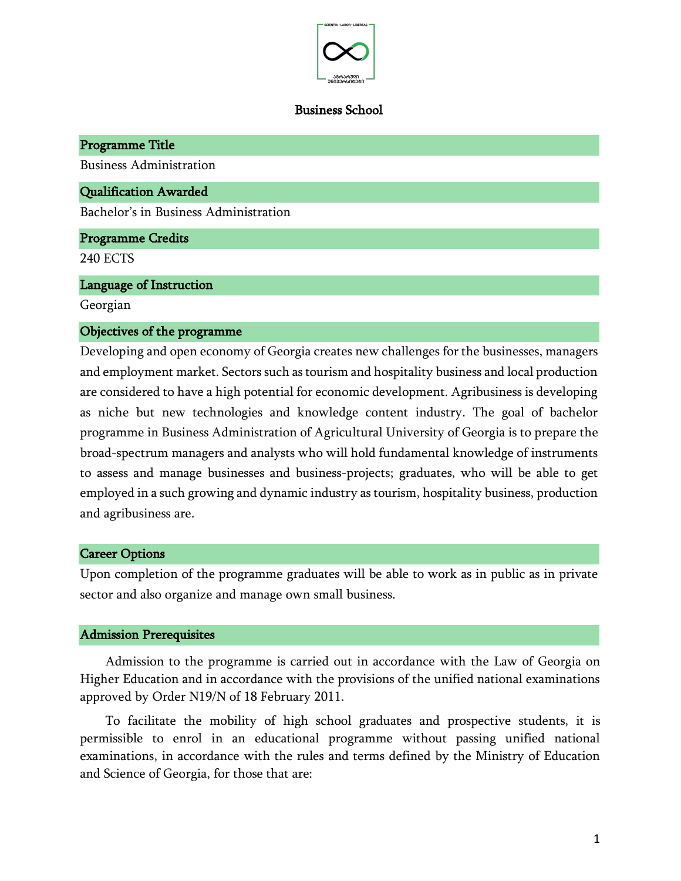Business School

## Programme Title

Business Administration

## Qualification Awarded

Bachelor's in Business Administration

## Programme Credits

240 ECTS

## Language of Instruction

Georgian

## Objectives of the programme

Developing and open economy of Georgia creates new challenges for the businesses, managers and employment market. Sectors such as tourism and hospitality business and local production are considered to have a high potential for economic development. Agribusiness is developing as niche but new technologies and knowledge content industry. The goal of bachelor programme in Business Administration of Agricultural University of Georgia is to prepare the broad-spectrum managers and analysts who will hold fundamental knowledge of instruments to assess and manage businesses and business-projects; graduates, who will be able to get employed in a such growing and dynamic industry as tourism, hospitality business, production and agribusiness are.

## Career Options

Upon completion of the programme graduates will be able to work as in public as in private sector and also organize and manage own small business.

## Admission Prerequisites

Admission to the programme is carried out in accordance with the Law of Georgia on Higher Education and in accordance with the provisions of the unified national examinations approved by Order N19/N of 18 February 2011.

To facilitate the mobility of high school graduates and prospective students, it is permissible to enrol in an educational programme without passing unified national examinations, in accordance with the rules and terms defined by the Ministry of Education and Science of Georgia, for those that are: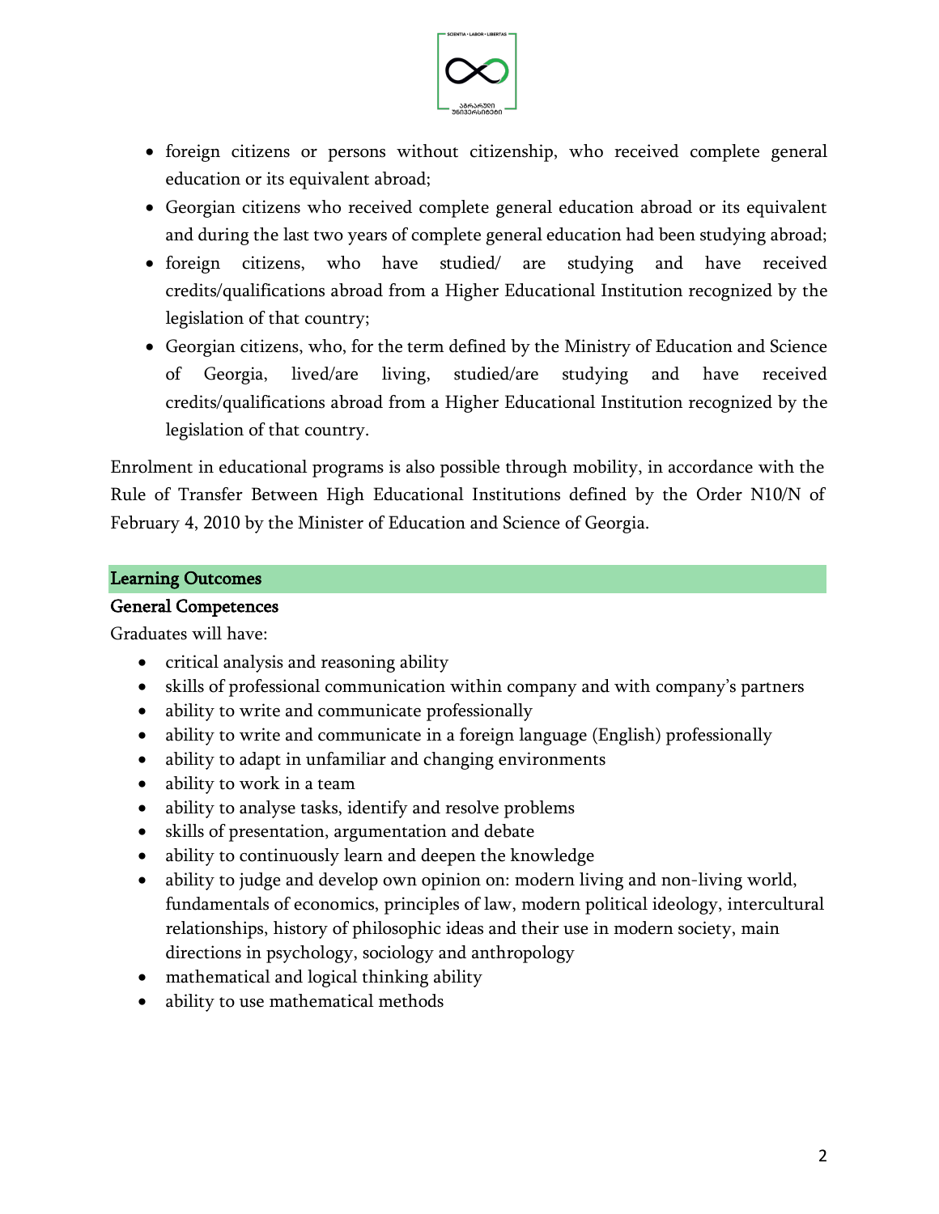- foreign citizens or persons without citizenship, who received complete general education or its equivalent abroad;
- Georgian citizens who received complete general education abroad or its equivalent and during the last two years of complete general education had been studying abroad;
- foreign citizens, who have studied/ are studying and have received credits/qualifications abroad from a Higher Educational Institution recognized by the legislation of that country;
- Georgian citizens, who, for the term defined by the Ministry of Education and Science of Georgia, lived/are living, studied/are studying and have received credits/qualifications abroad from a Higher Educational Institution recognized by the legislation of that country.

Enrolment in educational programs is also possible through mobility, in accordance with the Rule of Transfer Between High Educational Institutions defined by the Order N10/N of February 4, 2010 by the Minister of Education and Science of Georgia.

## Learning Outcomes

### General Competences

Graduates will have:

- critical analysis and reasoning ability
- skills of professional communication within company and with company's partners
- ability to write and communicate professionally
- ability to write and communicate in a foreign language (English) professionally
- ability to adapt in unfamiliar and changing environments
- ability to work in a team
- ability to analyse tasks, identify and resolve problems
- skills of presentation, argumentation and debate
- ability to continuously learn and deepen the knowledge
- ability to judge and develop own opinion on: modern living and non-living world, fundamentals of economics, principles of law, modern political ideology, intercultural relationships, history of philosophic ideas and their use in modern society, main directions in psychology, sociology and anthropology
- mathematical and logical thinking ability
- ability to use mathematical methods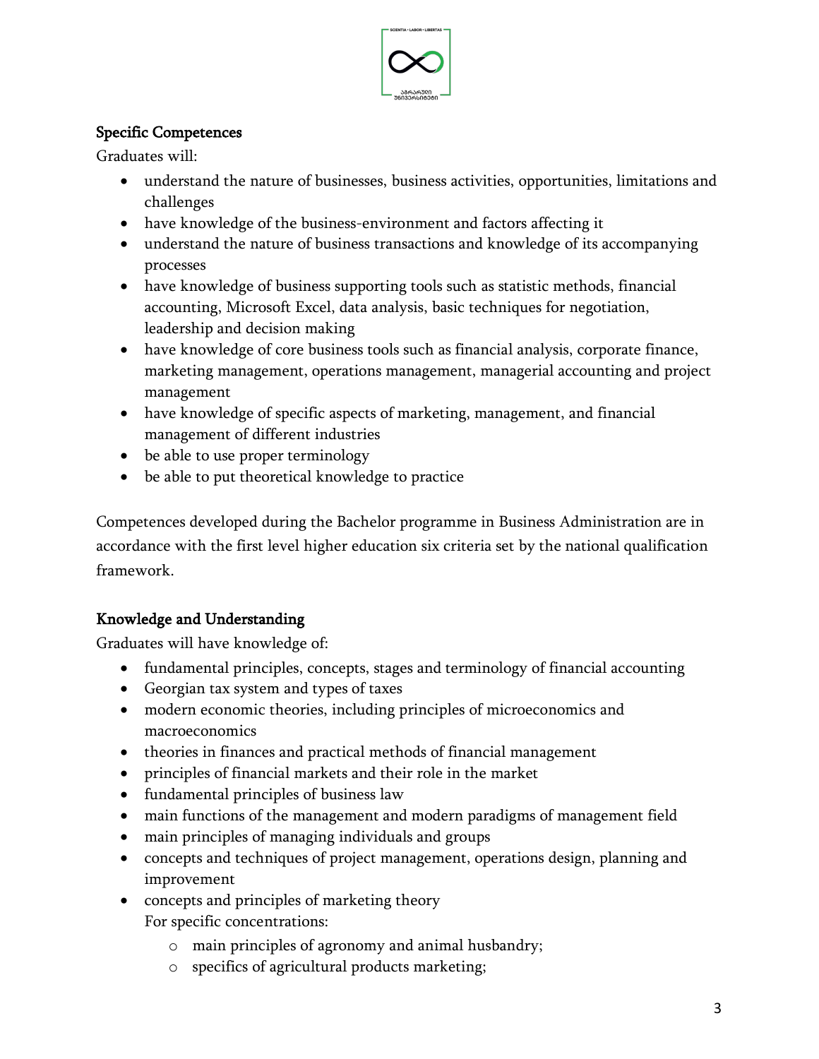**Specific Competences**

Graduates will:

- understand the nature of businesses, business activities, opportunities, limitations and challenges
- have knowledge of the business-environment and factors affecting it
- understand the nature of business transactions and knowledge of its accompanying processes
- have knowledge of business supporting tools such as statistic methods, financial accounting, Microsoft Excel, data analysis, basic techniques for negotiation, leadership and decision making
- have knowledge of core business tools such as financial analysis, corporate finance, marketing management, operations management, managerial accounting and project management
- have knowledge of specific aspects of marketing, management, and financial management of different industries
- be able to use proper terminology
- be able to put theoretical knowledge to practice

Competences developed during the Bachelor programme in Business Administration are in accordance with the first level higher education six criteria set by the national qualification framework.

**Knowledge and Understanding**

Graduates will have knowledge of:

- fundamental principles, concepts, stages and terminology of financial accounting
- Georgian tax system and types of taxes
- modern economic theories, including principles of microeconomics and macroeconomics
- theories in finances and practical methods of financial management
- principles of financial markets and their role in the market
- fundamental principles of business law
- main functions of the management and modern paradigms of management field
- main principles of managing individuals and groups
- concepts and techniques of project management, operations design, planning and improvement
- concepts and principles of marketing theory

  For specific concentrations:

  - main principles of agronomy and animal husbandry;
  - specifics of agricultural products marketing;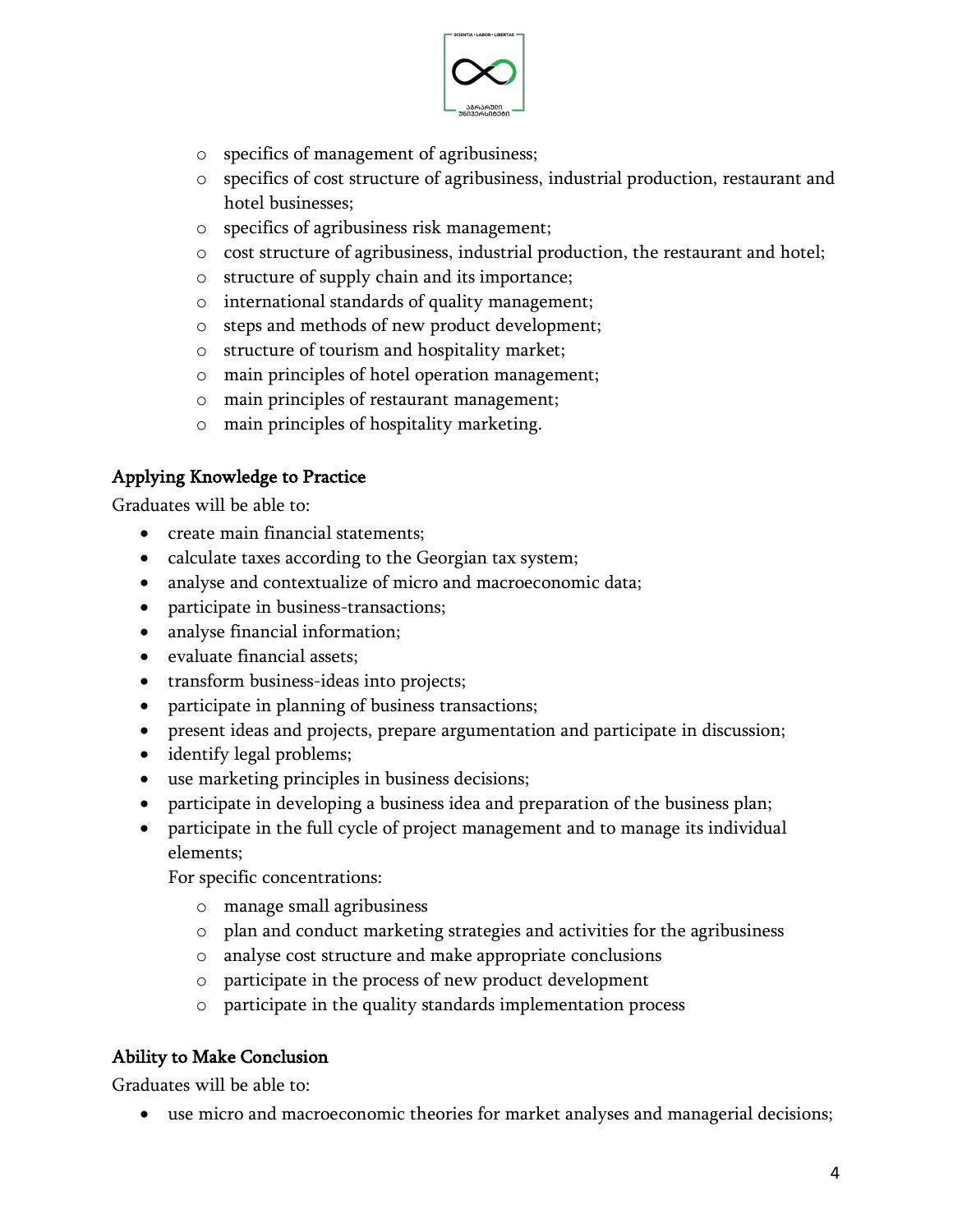- specifics of management of agribusiness;
- specifics of cost structure of agribusiness, industrial production, restaurant and hotel businesses;
- specifics of agribusiness risk management;
- cost structure of agribusiness, industrial production, the restaurant and hotel;
- structure of supply chain and its importance;
- international standards of quality management;
- steps and methods of new product development;
- structure of tourism and hospitality market;
- main principles of hotel operation management;
- main principles of restaurant management;
- main principles of hospitality marketing.

### Applying Knowledge to Practice

Graduates will be able to:

- create main financial statements;
- calculate taxes according to the Georgian tax system;
- analyse and contextualize of micro and macroeconomic data;
- participate in business-transactions;
- analyse financial information;
- evaluate financial assets;
- transform business-ideas into projects;
- participate in planning of business transactions;
- present ideas and projects, prepare argumentation and participate in discussion;
- identify legal problems;
- use marketing principles in business decisions;
- participate in developing a business idea and preparation of the business plan;
- participate in the full cycle of project management and to manage its individual elements;

  For specific concentrations:

  - manage small agribusiness
  - plan and conduct marketing strategies and activities for the agribusiness
  - analyse cost structure and make appropriate conclusions
  - participate in the process of new product development
  - participate in the quality standards implementation process

### Ability to Make Conclusion

Graduates will be able to:

- use micro and macroeconomic theories for market analyses and managerial decisions;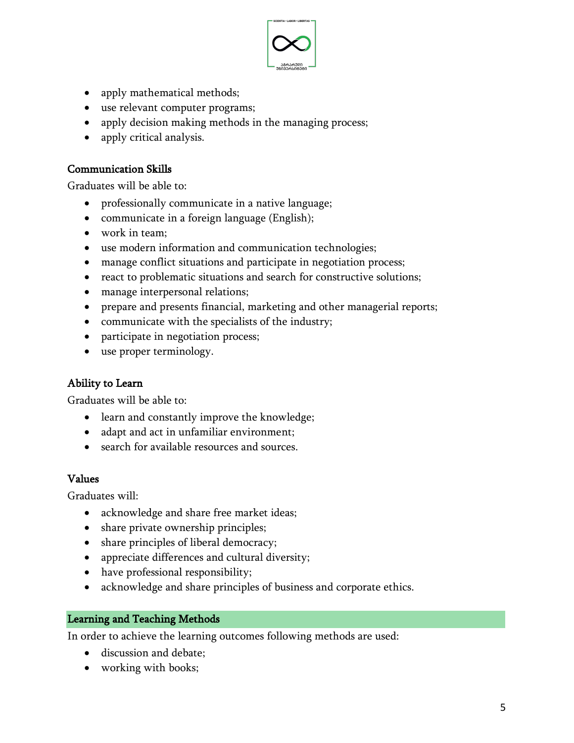- apply mathematical methods;
- use relevant computer programs;
- apply decision making methods in the managing process;
- apply critical analysis.

### Communication Skills

Graduates will be able to:

- professionally communicate in a native language;
- communicate in a foreign language (English);
- work in team;
- use modern information and communication technologies;
- manage conflict situations and participate in negotiation process;
- react to problematic situations and search for constructive solutions;
- manage interpersonal relations;
- prepare and presents financial, marketing and other managerial reports;
- communicate with the specialists of the industry;
- participate in negotiation process;
- use proper terminology.

### Ability to Learn

Graduates will be able to:

- learn and constantly improve the knowledge;
- adapt and act in unfamiliar environment;
- search for available resources and sources.

### Values

Graduates will:

- acknowledge and share free market ideas;
- share private ownership principles;
- share principles of liberal democracy;
- appreciate differences and cultural diversity;
- have professional responsibility;
- acknowledge and share principles of business and corporate ethics.

## Learning and Teaching Methods

In order to achieve the learning outcomes following methods are used:

- discussion and debate;
- working with books;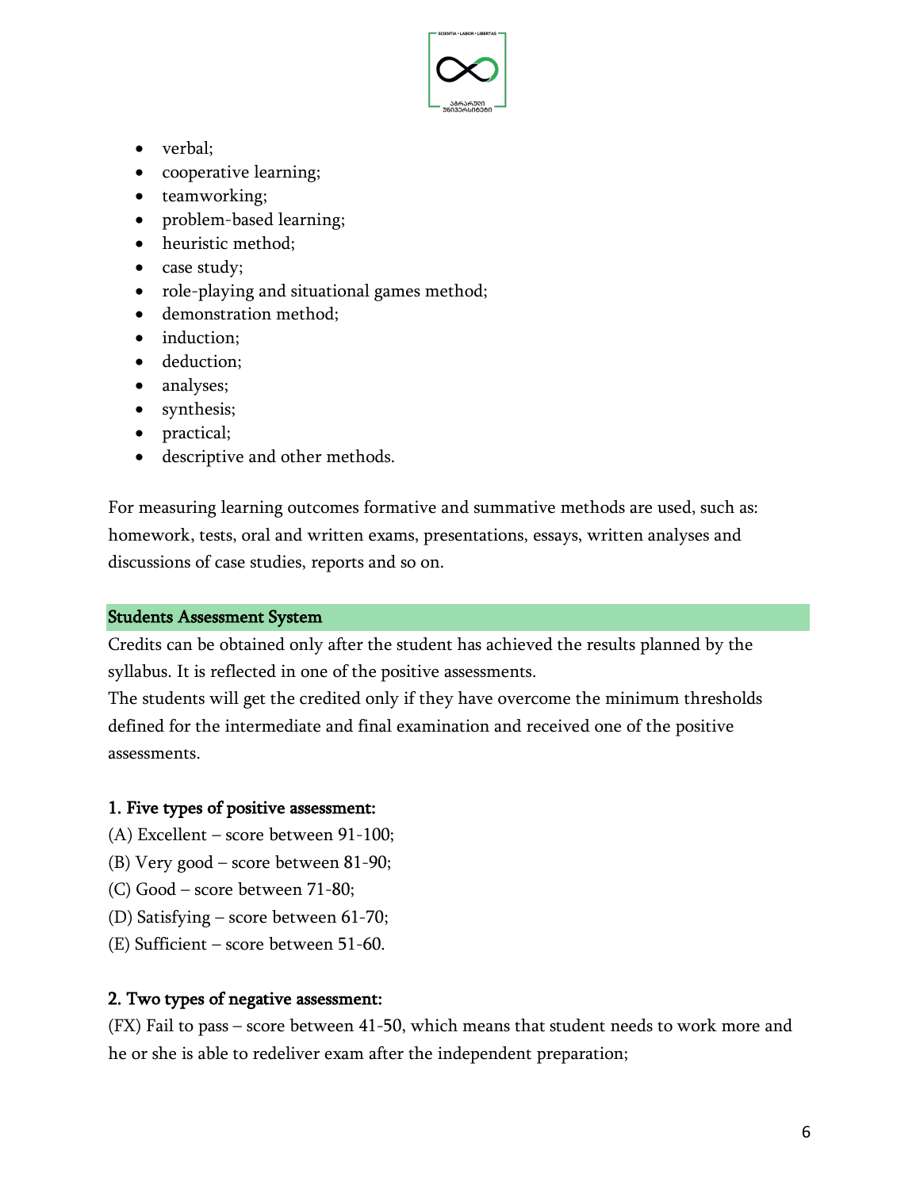- verbal;
- cooperative learning;
- teamworking;
- problem-based learning;
- heuristic method;
- case study;
- role-playing and situational games method;
- demonstration method;
- induction;
- deduction;
- analyses;
- synthesis;
- practical;
- descriptive and other methods.

For measuring learning outcomes formative and summative methods are used, such as: homework, tests, oral and written exams, presentations, essays, written analyses and discussions of case studies, reports and so on.

## Students Assessment System

Credits can be obtained only after the student has achieved the results planned by the syllabus. It is reflected in one of the positive assessments.

The students will get the credited only if they have overcome the minimum thresholds defined for the intermediate and final examination and received one of the positive assessments.

### 1. Five types of positive assessment:

(A) Excellent – score between 91-100;

(B) Very good – score between 81-90;

(C) Good – score between 71-80;

(D) Satisfying – score between 61-70;

(E) Sufficient – score between 51-60.

### 2. Two types of negative assessment:

(FX) Fail to pass – score between 41-50, which means that student needs to work more and he or she is able to redeliver exam after the independent preparation;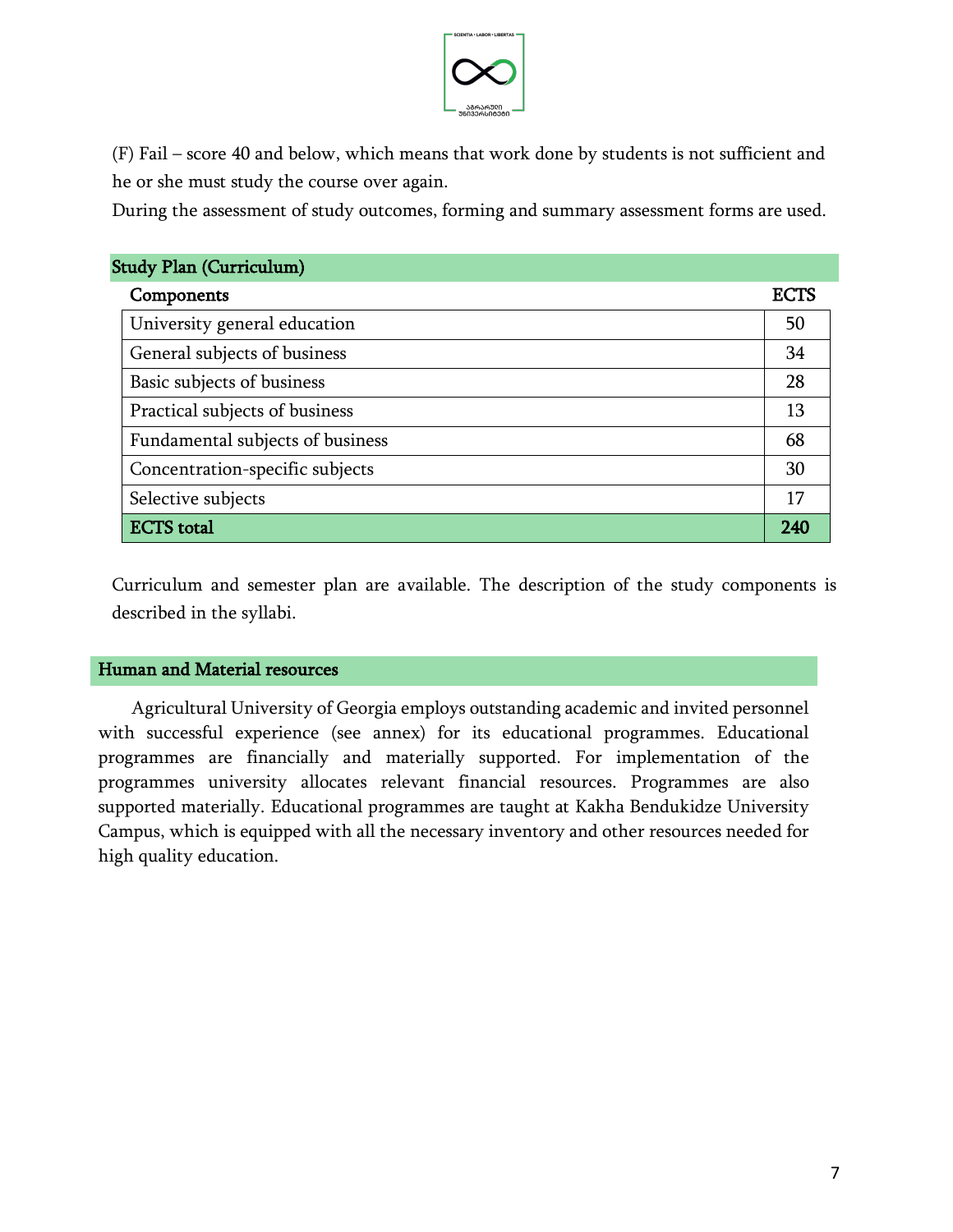(F) Fail – score 40 and below, which means that work done by students is not sufficient and he or she must study the course over again.

During the assessment of study outcomes, forming and summary assessment forms are used.

## Study Plan (Curriculum)

| Components | ECTS |
|---|---|
| University general education | 50 |
| General subjects of business | 34 |
| Basic subjects of business | 28 |
| Practical subjects of business | 13 |
| Fundamental subjects of business | 68 |
| Concentration-specific subjects | 30 |
| Selective subjects | 17 |
| **ECTS total** | **240** |

Curriculum and semester plan are available. The description of the study components is described in the syllabi.

## Human and Material resources

Agricultural University of Georgia employs outstanding academic and invited personnel with successful experience (see annex) for its educational programmes. Educational programmes are financially and materially supported. For implementation of the programmes university allocates relevant financial resources. Programmes are also supported materially. Educational programmes are taught at Kakha Bendukidze University Campus, which is equipped with all the necessary inventory and other resources needed for high quality education.